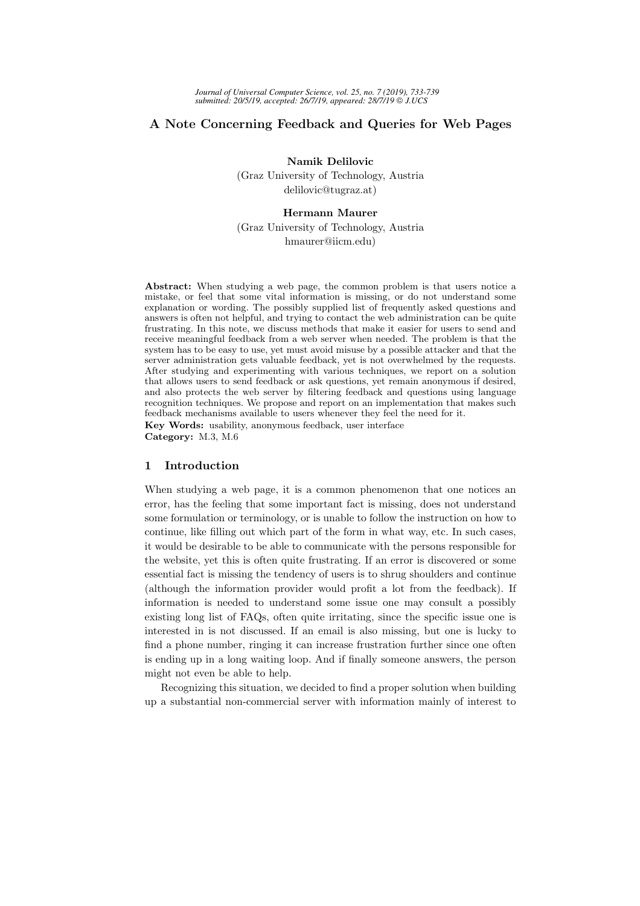# A Note Concerning Feedback and Queries for Web Pages

**Namik Delilovic**
(Graz University of Technology, Austria
delilovic@tugraz.at)

**Hermann Maurer**
(Graz University of Technology, Austria
hmaurer@iicm.edu)

**Abstract:** When studying a web page, the common problem is that users notice a mistake, or feel that some vital information is missing, or do not understand some explanation or wording. The possibly supplied list of frequently asked questions and answers is often not helpful, and trying to contact the web administration can be quite frustrating. In this note, we discuss methods that make it easier for users to send and receive meaningful feedback from a web server when needed. The problem is that the system has to be easy to use, yet must avoid misuse by a possible attacker and that the server administration gets valuable feedback, yet is not overwhelmed by the requests. After studying and experimenting with various techniques, we report on a solution that allows users to send feedback or ask questions, yet remain anonymous if desired, and also protects the web server by filtering feedback and questions using language recognition techniques. We propose and report on an implementation that makes such feedback mechanisms available to users whenever they feel the need for it.

**Key Words:** usability, anonymous feedback, user interface

**Category:** M.3, M.6

## 1 Introduction

When studying a web page, it is a common phenomenon that one notices an error, has the feeling that some important fact is missing, does not understand some formulation or terminology, or is unable to follow the instruction on how to continue, like filling out which part of the form in what way, etc. In such cases, it would be desirable to be able to communicate with the persons responsible for the website, yet this is often quite frustrating. If an error is discovered or some essential fact is missing the tendency of users is to shrug shoulders and continue (although the information provider would profit a lot from the feedback). If information is needed to understand some issue one may consult a possibly existing long list of FAQs, often quite irritating, since the specific issue one is interested in is not discussed. If an email is also missing, but one is lucky to find a phone number, ringing it can increase frustration further since one often is ending up in a long waiting loop. And if finally someone answers, the person might not even be able to help.

Recognizing this situation, we decided to find a proper solution when building up a substantial non-commercial server with information mainly of interest to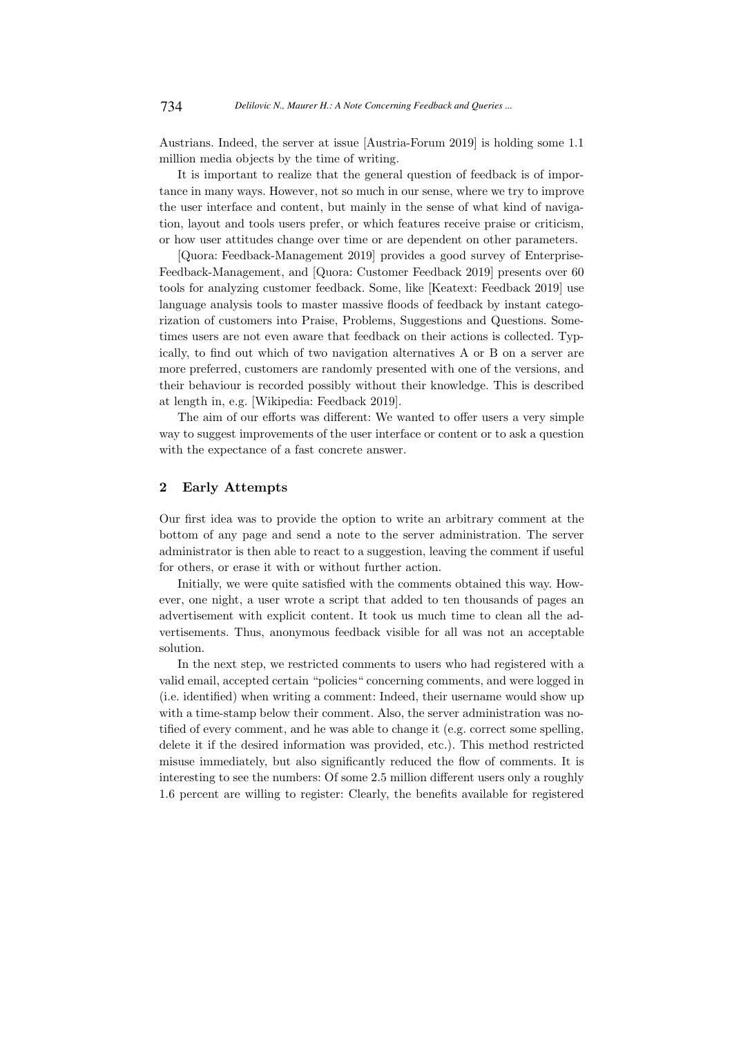Austrians. Indeed, the server at issue [Austria-Forum 2019] is holding some 1.1 million media objects by the time of writing.

It is important to realize that the general question of feedback is of importance in many ways. However, not so much in our sense, where we try to improve the user interface and content, but mainly in the sense of what kind of navigation, layout and tools users prefer, or which features receive praise or criticism, or how user attitudes change over time or are dependent on other parameters.

[Quora: Feedback-Management 2019] provides a good survey of Enterprise-Feedback-Management, and [Quora: Customer Feedback 2019] presents over 60 tools for analyzing customer feedback. Some, like [Keatext: Feedback 2019] use language analysis tools to master massive floods of feedback by instant categorization of customers into Praise, Problems, Suggestions and Questions. Sometimes users are not even aware that feedback on their actions is collected. Typically, to find out which of two navigation alternatives A or B on a server are more preferred, customers are randomly presented with one of the versions, and their behaviour is recorded possibly without their knowledge. This is described at length in, e.g. [Wikipedia: Feedback 2019].

The aim of our efforts was different: We wanted to offer users a very simple way to suggest improvements of the user interface or content or to ask a question with the expectance of a fast concrete answer.

## 2 Early Attempts

Our first idea was to provide the option to write an arbitrary comment at the bottom of any page and send a note to the server administration. The server administrator is then able to react to a suggestion, leaving the comment if useful for others, or erase it with or without further action.

Initially, we were quite satisfied with the comments obtained this way. However, one night, a user wrote a script that added to ten thousands of pages an advertisement with explicit content. It took us much time to clean all the advertisements. Thus, anonymous feedback visible for all was not an acceptable solution.

In the next step, we restricted comments to users who had registered with a valid email, accepted certain "policies" concerning comments, and were logged in (i.e. identified) when writing a comment: Indeed, their username would show up with a time-stamp below their comment. Also, the server administration was notified of every comment, and he was able to change it (e.g. correct some spelling, delete it if the desired information was provided, etc.). This method restricted misuse immediately, but also significantly reduced the flow of comments. It is interesting to see the numbers: Of some 2.5 million different users only a roughly 1.6 percent are willing to register: Clearly, the benefits available for registered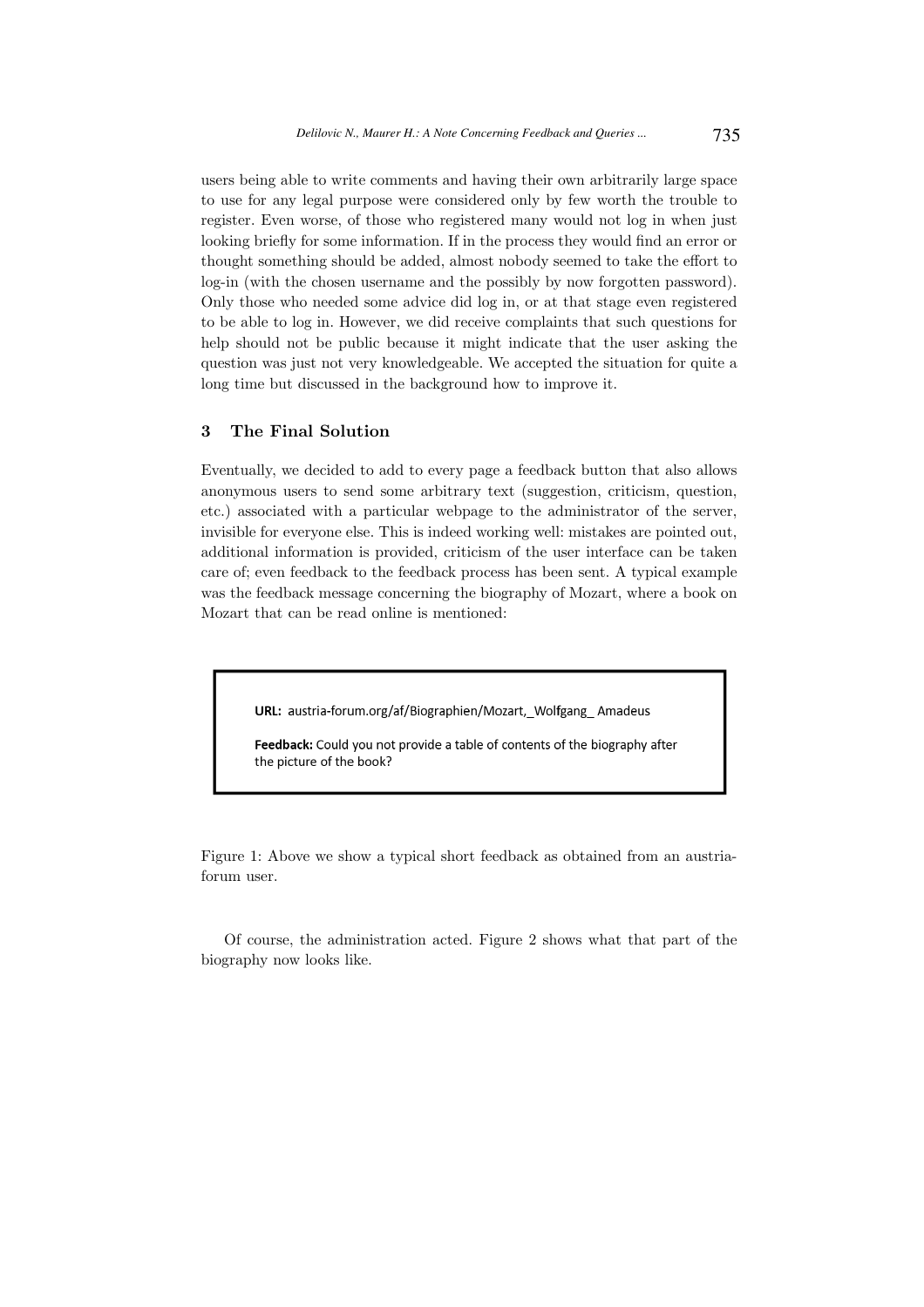users being able to write comments and having their own arbitrarily large space to use for any legal purpose were considered only by few worth the trouble to register. Even worse, of those who registered many would not log in when just looking briefly for some information. If in the process they would find an error or thought something should be added, almost nobody seemed to take the effort to log-in (with the chosen username and the possibly by now forgotten password). Only those who needed some advice did log in, or at that stage even registered to be able to log in. However, we did receive complaints that such questions for help should not be public because it might indicate that the user asking the question was just not very knowledgeable. We accepted the situation for quite a long time but discussed in the background how to improve it.

## 3 The Final Solution

Eventually, we decided to add to every page a feedback button that also allows anonymous users to send some arbitrary text (suggestion, criticism, question, etc.) associated with a particular webpage to the administrator of the server, invisible for everyone else. This is indeed working well: mistakes are pointed out, additional information is provided, criticism of the user interface can be taken care of; even feedback to the feedback process has been sent. A typical example was the feedback message concerning the biography of Mozart, where a book on Mozart that can be read online is mentioned:

> **URL:** austria-forum.org/af/Biographien/Mozart,_Wolfgang_ Amadeus
>
> **Feedback:** Could you not provide a table of contents of the biography after the picture of the book?

Figure 1: Above we show a typical short feedback as obtained from an austria-forum user.

Of course, the administration acted. Figure 2 shows what that part of the biography now looks like.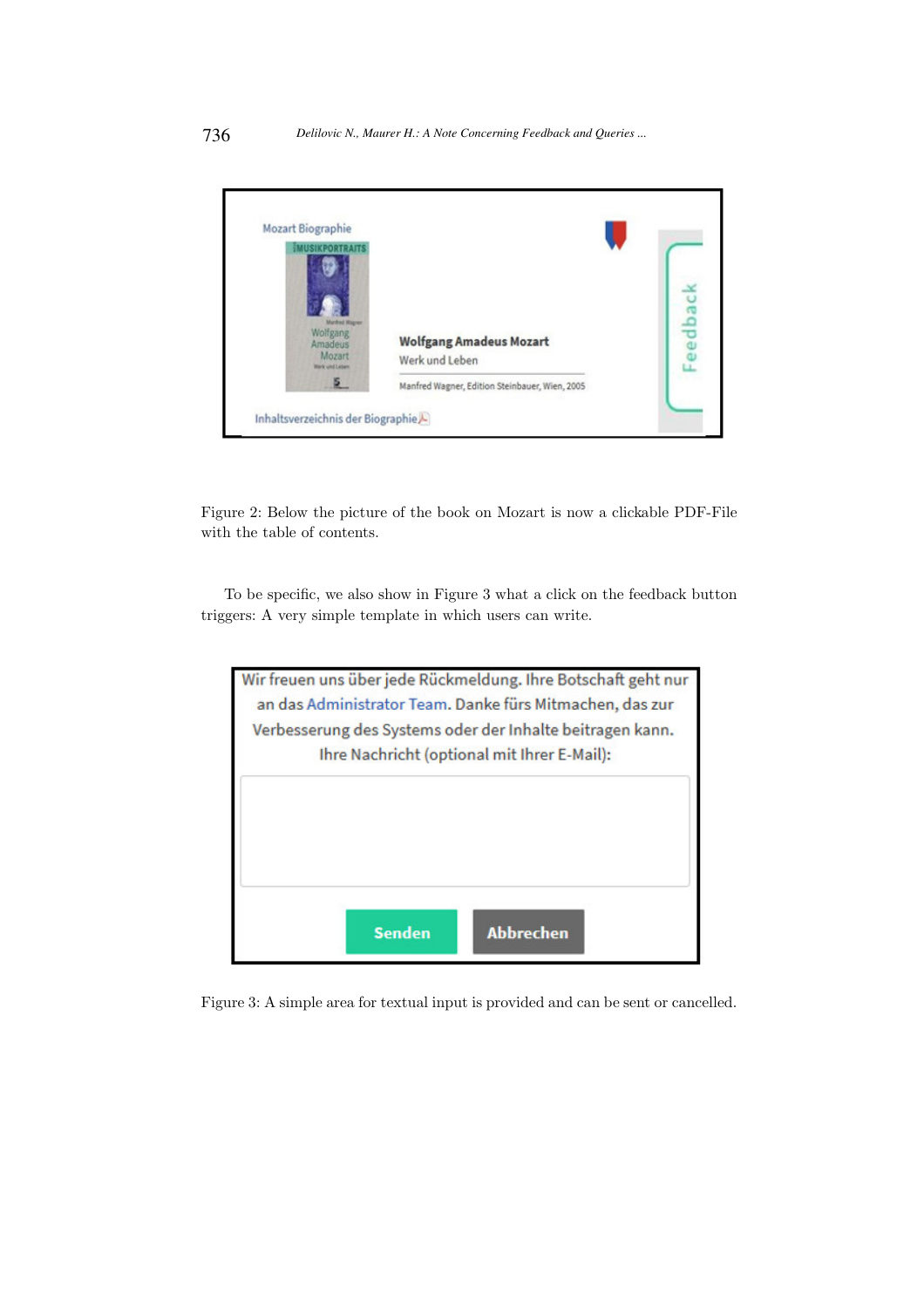Figure 2: Below the picture of the book on Mozart is now a clickable PDF-File with the table of contents.

To be specific, we also show in Figure 3 what a click on the feedback button triggers: A very simple template in which users can write.

Figure 3: A simple area for textual input is provided and can be sent or cancelled.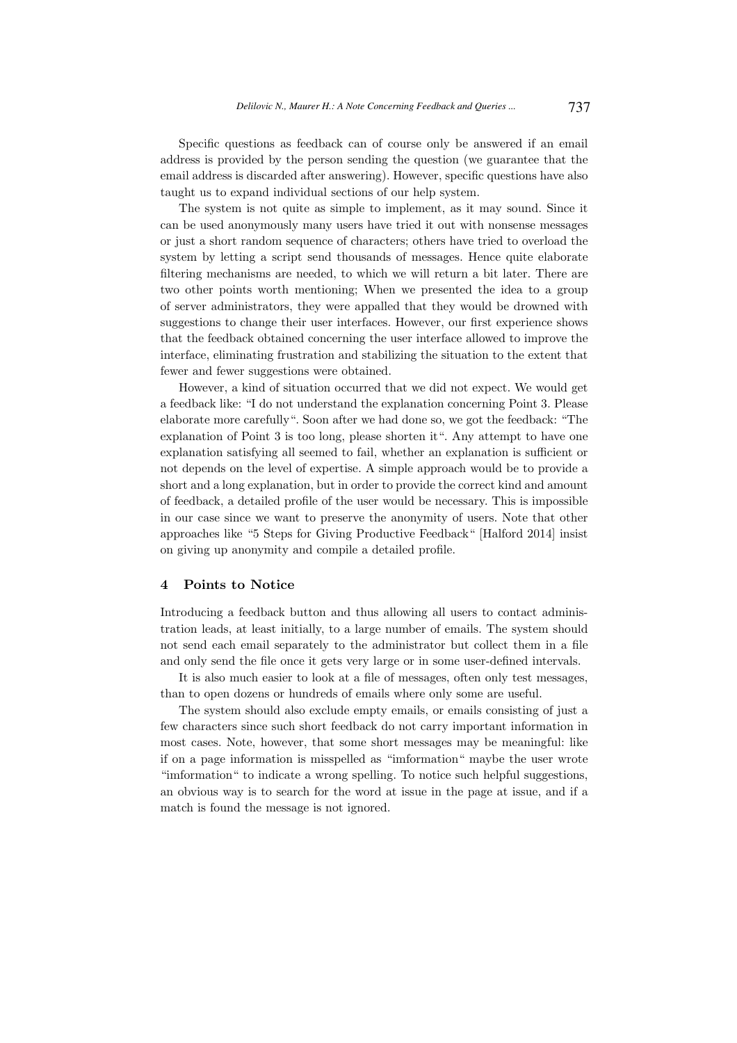Specific questions as feedback can of course only be answered if an email address is provided by the person sending the question (we guarantee that the email address is discarded after answering). However, specific questions have also taught us to expand individual sections of our help system.

The system is not quite as simple to implement, as it may sound. Since it can be used anonymously many users have tried it out with nonsense messages or just a short random sequence of characters; others have tried to overload the system by letting a script send thousands of messages. Hence quite elaborate filtering mechanisms are needed, to which we will return a bit later. There are two other points worth mentioning; When we presented the idea to a group of server administrators, they were appalled that they would be drowned with suggestions to change their user interfaces. However, our first experience shows that the feedback obtained concerning the user interface allowed to improve the interface, eliminating frustration and stabilizing the situation to the extent that fewer and fewer suggestions were obtained.

However, a kind of situation occurred that we did not expect. We would get a feedback like: "I do not understand the explanation concerning Point 3. Please elaborate more carefully". Soon after we had done so, we got the feedback: "The explanation of Point 3 is too long, please shorten it". Any attempt to have one explanation satisfying all seemed to fail, whether an explanation is sufficient or not depends on the level of expertise. A simple approach would be to provide a short and a long explanation, but in order to provide the correct kind and amount of feedback, a detailed profile of the user would be necessary. This is impossible in our case since we want to preserve the anonymity of users. Note that other approaches like "5 Steps for Giving Productive Feedback" [Halford 2014] insist on giving up anonymity and compile a detailed profile.

## 4 Points to Notice

Introducing a feedback button and thus allowing all users to contact administration leads, at least initially, to a large number of emails. The system should not send each email separately to the administrator but collect them in a file and only send the file once it gets very large or in some user-defined intervals.

It is also much easier to look at a file of messages, often only test messages, than to open dozens or hundreds of emails where only some are useful.

The system should also exclude empty emails, or emails consisting of just a few characters since such short feedback do not carry important information in most cases. Note, however, that some short messages may be meaningful: like if on a page information is misspelled as "imformation" maybe the user wrote "imformation" to indicate a wrong spelling. To notice such helpful suggestions, an obvious way is to search for the word at issue in the page at issue, and if a match is found the message is not ignored.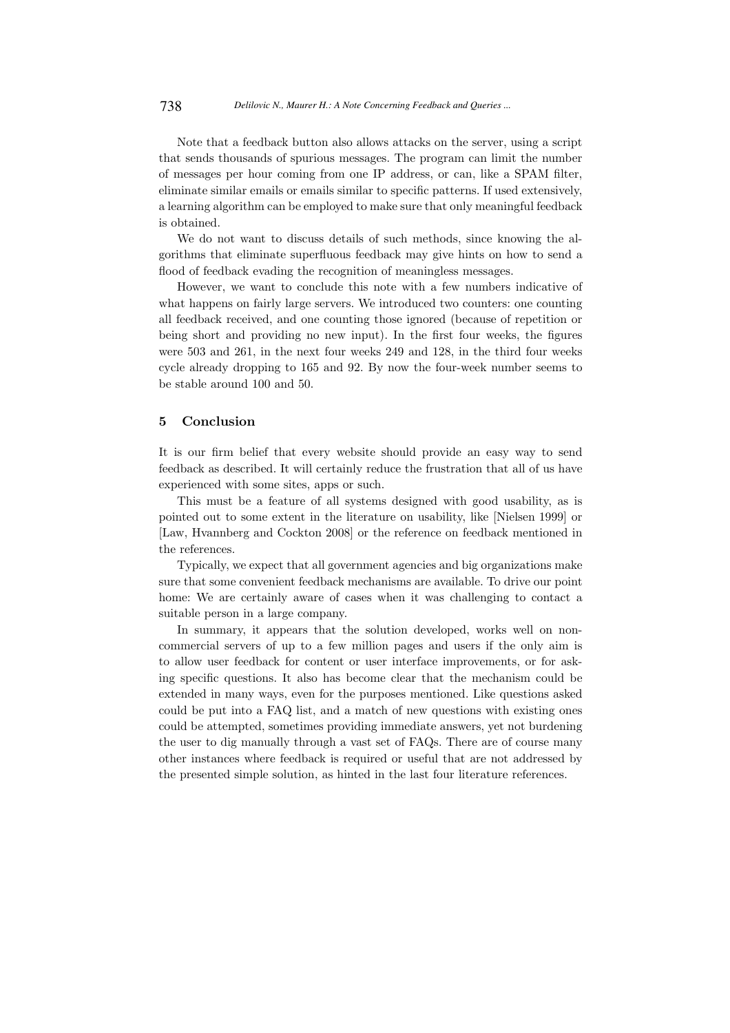Note that a feedback button also allows attacks on the server, using a script that sends thousands of spurious messages. The program can limit the number of messages per hour coming from one IP address, or can, like a SPAM filter, eliminate similar emails or emails similar to specific patterns. If used extensively, a learning algorithm can be employed to make sure that only meaningful feedback is obtained.

We do not want to discuss details of such methods, since knowing the algorithms that eliminate superfluous feedback may give hints on how to send a flood of feedback evading the recognition of meaningless messages.

However, we want to conclude this note with a few numbers indicative of what happens on fairly large servers. We introduced two counters: one counting all feedback received, and one counting those ignored (because of repetition or being short and providing no new input). In the first four weeks, the figures were 503 and 261, in the next four weeks 249 and 128, in the third four weeks cycle already dropping to 165 and 92. By now the four-week number seems to be stable around 100 and 50.

## 5 Conclusion

It is our firm belief that every website should provide an easy way to send feedback as described. It will certainly reduce the frustration that all of us have experienced with some sites, apps or such.

This must be a feature of all systems designed with good usability, as is pointed out to some extent in the literature on usability, like [Nielsen 1999] or [Law, Hvannberg and Cockton 2008] or the reference on feedback mentioned in the references.

Typically, we expect that all government agencies and big organizations make sure that some convenient feedback mechanisms are available. To drive our point home: We are certainly aware of cases when it was challenging to contact a suitable person in a large company.

In summary, it appears that the solution developed, works well on non-commercial servers of up to a few million pages and users if the only aim is to allow user feedback for content or user interface improvements, or for asking specific questions. It also has become clear that the mechanism could be extended in many ways, even for the purposes mentioned. Like questions asked could be put into a FAQ list, and a match of new questions with existing ones could be attempted, sometimes providing immediate answers, yet not burdening the user to dig manually through a vast set of FAQs. There are of course many other instances where feedback is required or useful that are not addressed by the presented simple solution, as hinted in the last four literature references.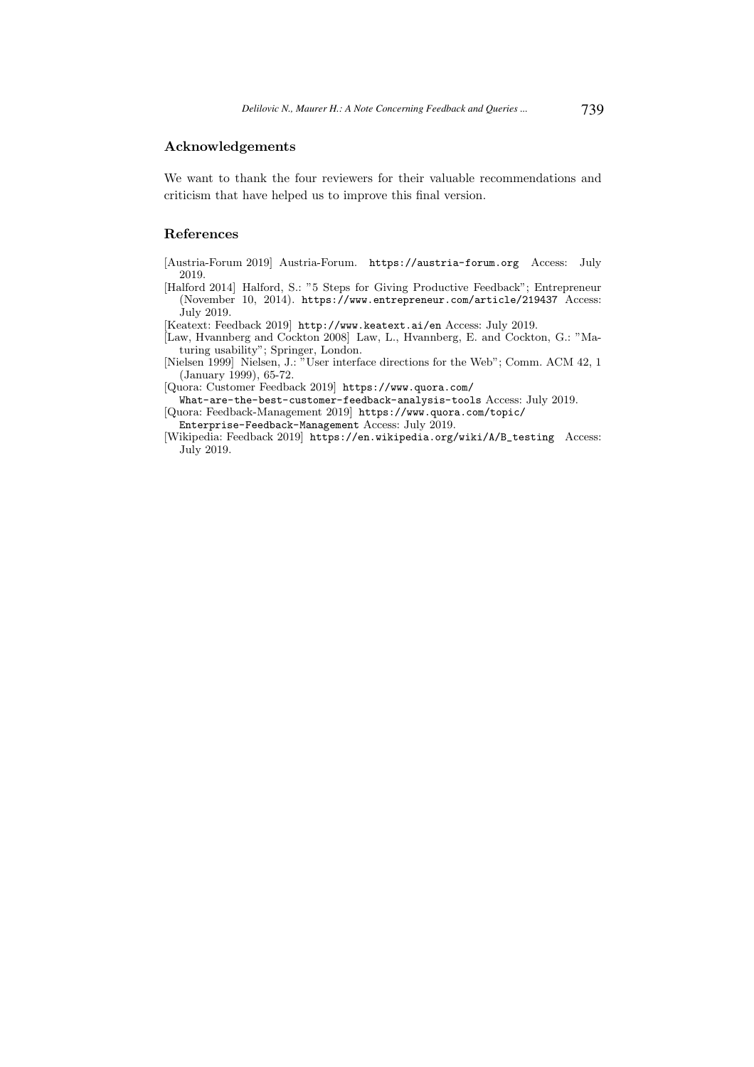## Acknowledgements

We want to thank the four reviewers for their valuable recommendations and criticism that have helped us to improve this final version.

## References

[Austria-Forum 2019] Austria-Forum. https://austria-forum.org Access: July 2019.

[Halford 2014] Halford, S.: "5 Steps for Giving Productive Feedback"; Entrepreneur (November 10, 2014). https://www.entrepreneur.com/article/219437 Access: July 2019.

[Keatext: Feedback 2019] http://www.keatext.ai/en Access: July 2019.

[Law, Hvannberg and Cockton 2008] Law, L., Hvannberg, E. and Cockton, G.: "Maturing usability"; Springer, London.

[Nielsen 1999] Nielsen, J.: "User interface directions for the Web"; Comm. ACM 42, 1 (January 1999), 65-72.

[Quora: Customer Feedback 2019] https://www.quora.com/What-are-the-best-customer-feedback-analysis-tools Access: July 2019.

[Quora: Feedback-Management 2019] https://www.quora.com/topic/Enterprise-Feedback-Management Access: July 2019.

[Wikipedia: Feedback 2019] https://en.wikipedia.org/wiki/A/B_testing Access: July 2019.